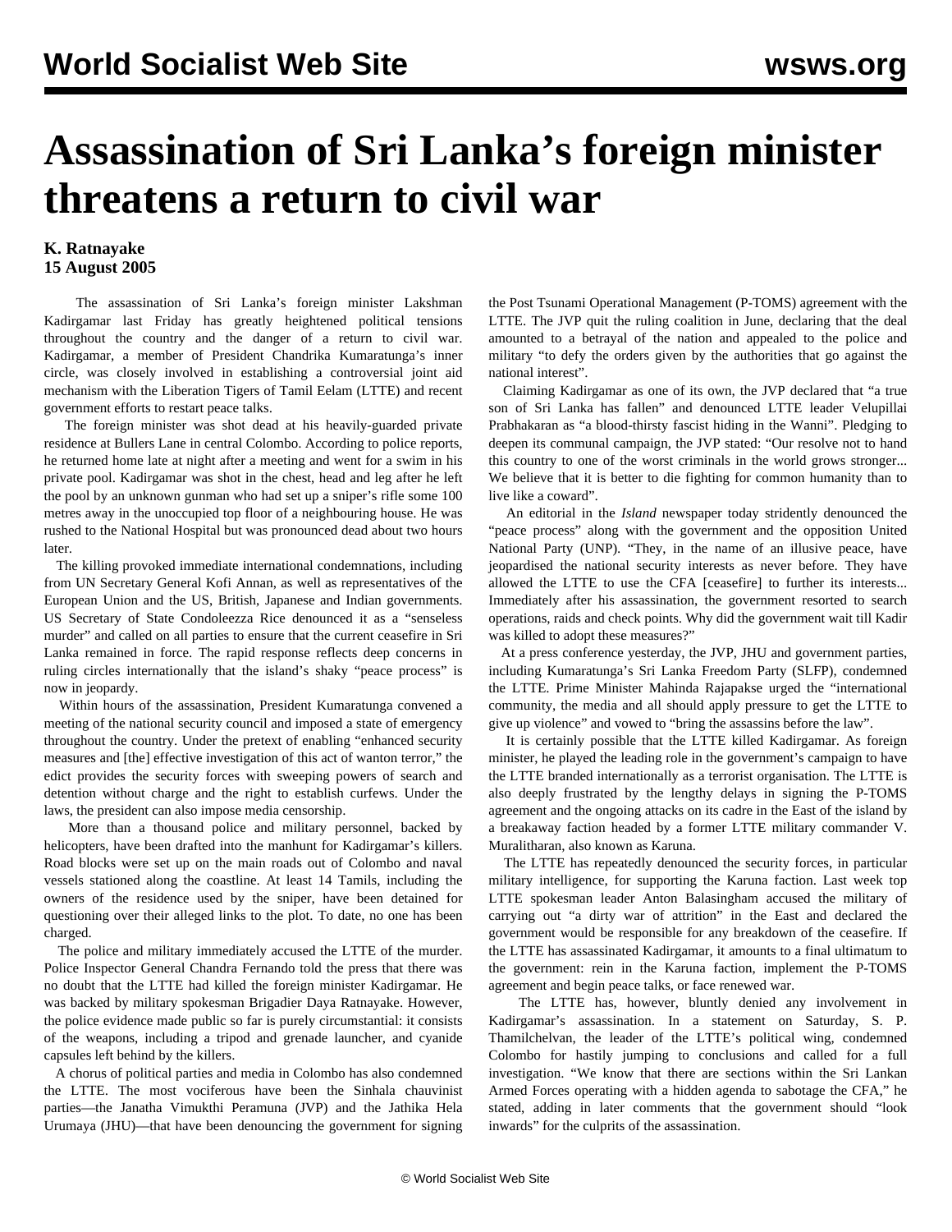# Assassination of Sri Lanka's foreign minister threatens a return to civil war

**K. Ratnayake**
**15 August 2005**

The assassination of Sri Lanka's foreign minister Lakshman Kadirgamar last Friday has greatly heightened political tensions throughout the country and the danger of a return to civil war. Kadirgamar, a member of President Chandrika Kumaratunga's inner circle, was closely involved in establishing a controversial joint aid mechanism with the Liberation Tigers of Tamil Eelam (LTTE) and recent government efforts to restart peace talks.

The foreign minister was shot dead at his heavily-guarded private residence at Bullers Lane in central Colombo. According to police reports, he returned home late at night after a meeting and went for a swim in his private pool. Kadirgamar was shot in the chest, head and leg after he left the pool by an unknown gunman who had set up a sniper's rifle some 100 metres away in the unoccupied top floor of a neighbouring house. He was rushed to the National Hospital but was pronounced dead about two hours later.

The killing provoked immediate international condemnations, including from UN Secretary General Kofi Annan, as well as representatives of the European Union and the US, British, Japanese and Indian governments. US Secretary of State Condoleezza Rice denounced it as a "senseless murder" and called on all parties to ensure that the current ceasefire in Sri Lanka remained in force. The rapid response reflects deep concerns in ruling circles internationally that the island's shaky "peace process" is now in jeopardy.

Within hours of the assassination, President Kumaratunga convened a meeting of the national security council and imposed a state of emergency throughout the country. Under the pretext of enabling "enhanced security measures and [the] effective investigation of this act of wanton terror," the edict provides the security forces with sweeping powers of search and detention without charge and the right to establish curfews. Under the laws, the president can also impose media censorship.

More than a thousand police and military personnel, backed by helicopters, have been drafted into the manhunt for Kadirgamar's killers. Road blocks were set up on the main roads out of Colombo and naval vessels stationed along the coastline. At least 14 Tamils, including the owners of the residence used by the sniper, have been detained for questioning over their alleged links to the plot. To date, no one has been charged.

The police and military immediately accused the LTTE of the murder. Police Inspector General Chandra Fernando told the press that there was no doubt that the LTTE had killed the foreign minister Kadirgamar. He was backed by military spokesman Brigadier Daya Ratnayake. However, the police evidence made public so far is purely circumstantial: it consists of the weapons, including a tripod and grenade launcher, and cyanide capsules left behind by the killers.

A chorus of political parties and media in Colombo has also condemned the LTTE. The most vociferous have been the Sinhala chauvinist parties—the Janatha Vimukthi Peramuna (JVP) and the Jathika Hela Urumaya (JHU)—that have been denouncing the government for signing the Post Tsunami Operational Management (P-TOMS) agreement with the LTTE. The JVP quit the ruling coalition in June, declaring that the deal amounted to a betrayal of the nation and appealed to the police and military "to defy the orders given by the authorities that go against the national interest".

Claiming Kadirgamar as one of its own, the JVP declared that "a true son of Sri Lanka has fallen" and denounced LTTE leader Velupillai Prabhakaran as "a blood-thirsty fascist hiding in the Wanni". Pledging to deepen its communal campaign, the JVP stated: "Our resolve not to hand this country to one of the worst criminals in the world grows stronger... We believe that it is better to die fighting for common humanity than to live like a coward".

An editorial in the *Island* newspaper today stridently denounced the "peace process" along with the government and the opposition United National Party (UNP). "They, in the name of an illusive peace, have jeopardised the national security interests as never before. They have allowed the LTTE to use the CFA [ceasefire] to further its interests... Immediately after his assassination, the government resorted to search operations, raids and check points. Why did the government wait till Kadir was killed to adopt these measures?"

At a press conference yesterday, the JVP, JHU and government parties, including Kumaratunga's Sri Lanka Freedom Party (SLFP), condemned the LTTE. Prime Minister Mahinda Rajapakse urged the "international community, the media and all should apply pressure to get the LTTE to give up violence" and vowed to "bring the assassins before the law".

It is certainly possible that the LTTE killed Kadirgamar. As foreign minister, he played the leading role in the government's campaign to have the LTTE branded internationally as a terrorist organisation. The LTTE is also deeply frustrated by the lengthy delays in signing the P-TOMS agreement and the ongoing attacks on its cadre in the East of the island by a breakaway faction headed by a former LTTE military commander V. Muralitharan, also known as Karuna.

The LTTE has repeatedly denounced the security forces, in particular military intelligence, for supporting the Karuna faction. Last week top LTTE spokesman leader Anton Balasingham accused the military of carrying out "a dirty war of attrition" in the East and declared the government would be responsible for any breakdown of the ceasefire. If the LTTE has assassinated Kadirgamar, it amounts to a final ultimatum to the government: rein in the Karuna faction, implement the P-TOMS agreement and begin peace talks, or face renewed war.

The LTTE has, however, bluntly denied any involvement in Kadirgamar's assassination. In a statement on Saturday, S. P. Thamilchelvan, the leader of the LTTE's political wing, condemned Colombo for hastily jumping to conclusions and called for a full investigation. "We know that there are sections within the Sri Lankan Armed Forces operating with a hidden agenda to sabotage the CFA," he stated, adding in later comments that the government should "look inwards" for the culprits of the assassination.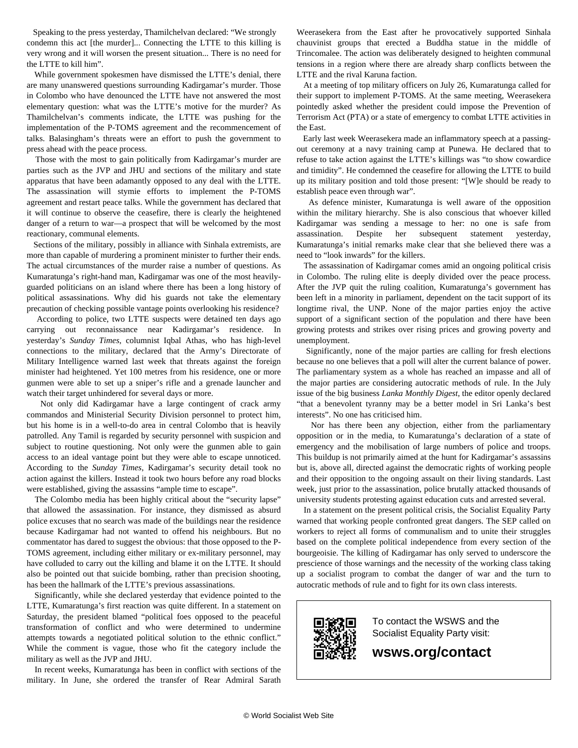Speaking to the press yesterday, Thamilchelvan declared: "We strongly condemn this act [the murder]... Connecting the LTTE to this killing is very wrong and it will worsen the present situation... There is no need for the LTTE to kill him".

While government spokesmen have dismissed the LTTE's denial, there are many unanswered questions surrounding Kadirgamar's murder. Those in Colombo who have denounced the LTTE have not answered the most elementary question: what was the LTTE's motive for the murder? As Thamilchelvan's comments indicate, the LTTE was pushing for the implementation of the P-TOMS agreement and the recommencement of talks. Balasingham's threats were an effort to push the government to press ahead with the peace process.

Those with the most to gain politically from Kadirgamar's murder are parties such as the JVP and JHU and sections of the military and state apparatus that have been adamantly opposed to any deal with the LTTE. The assassination will stymie efforts to implement the P-TOMS agreement and restart peace talks. While the government has declared that it will continue to observe the ceasefire, there is clearly the heightened danger of a return to war—a prospect that will be welcomed by the most reactionary, communal elements.

Sections of the military, possibly in alliance with Sinhala extremists, are more than capable of murdering a prominent minister to further their ends. The actual circumstances of the murder raise a number of questions. As Kumaratunga's right-hand man, Kadirgamar was one of the most heavily-guarded politicians on an island where there has been a long history of political assassinations. Why did his guards not take the elementary precaution of checking possible vantage points overlooking his residence?

According to police, two LTTE suspects were detained ten days ago carrying out reconnaissance near Kadirgamar's residence. In yesterday's *Sunday Times*, columnist Iqbal Athas, who has high-level connections to the military, declared that the Army's Directorate of Military Intelligence warned last week that threats against the foreign minister had heightened. Yet 100 metres from his residence, one or more gunmen were able to set up a sniper's rifle and a grenade launcher and watch their target unhindered for several days or more.

Not only did Kadirgamar have a large contingent of crack army commandos and Ministerial Security Division personnel to protect him, but his home is in a well-to-do area in central Colombo that is heavily patrolled. Any Tamil is regarded by security personnel with suspicion and subject to routine questioning. Not only were the gunmen able to gain access to an ideal vantage point but they were able to escape unnoticed. According to the *Sunday Times*, Kadirgamar's security detail took no action against the killers. Instead it took two hours before any road blocks were established, giving the assassins "ample time to escape".

The Colombo media has been highly critical about the "security lapse" that allowed the assassination. For instance, they dismissed as absurd police excuses that no search was made of the buildings near the residence because Kadirgamar had not wanted to offend his neighbours. But no commentator has dared to suggest the obvious: that those opposed to the P-TOMS agreement, including either military or ex-military personnel, may have colluded to carry out the killing and blame it on the LTTE. It should also be pointed out that suicide bombing, rather than precision shooting, has been the hallmark of the LTTE's previous assassinations.

Significantly, while she declared yesterday that evidence pointed to the LTTE, Kumaratunga's first reaction was quite different. In a statement on Saturday, the president blamed "political foes opposed to the peaceful transformation of conflict and who were determined to undermine attempts towards a negotiated political solution to the ethnic conflict." While the comment is vague, those who fit the category include the military as well as the JVP and JHU.

In recent weeks, Kumaratunga has been in conflict with sections of the military. In June, she ordered the transfer of Rear Admiral Sarath Weerasekera from the East after he provocatively supported Sinhala chauvinist groups that erected a Buddha statue in the middle of Trincomalee. The action was deliberately designed to heighten communal tensions in a region where there are already sharp conflicts between the LTTE and the rival Karuna faction.

At a meeting of top military officers on July 26, Kumaratunga called for their support to implement P-TOMS. At the same meeting, Weerasekera pointedly asked whether the president could impose the Prevention of Terrorism Act (PTA) or a state of emergency to combat LTTE activities in the East.

Early last week Weerasekera made an inflammatory speech at a passing-out ceremony at a navy training camp at Punewa. He declared that to refuse to take action against the LTTE's killings was "to show cowardice and timidity". He condemned the ceasefire for allowing the LTTE to build up its military position and told those present: "[W]e should be ready to establish peace even through war".

As defence minister, Kumaratunga is well aware of the opposition within the military hierarchy. She is also conscious that whoever killed Kadirgamar was sending a message to her: no one is safe from assassination. Despite her subsequent statement yesterday, Kumaratunga's initial remarks make clear that she believed there was a need to "look inwards" for the killers.

The assassination of Kadirgamar comes amid an ongoing political crisis in Colombo. The ruling elite is deeply divided over the peace process. After the JVP quit the ruling coalition, Kumaratunga's government has been left in a minority in parliament, dependent on the tacit support of its longtime rival, the UNP. None of the major parties enjoy the active support of a significant section of the population and there have been growing protests and strikes over rising prices and growing poverty and unemployment.

Significantly, none of the major parties are calling for fresh elections because no one believes that a poll will alter the current balance of power. The parliamentary system as a whole has reached an impasse and all of the major parties are considering autocratic methods of rule. In the July issue of the big business *Lanka Monthly Digest*, the editor openly declared "that a benevolent tyranny may be a better model in Sri Lanka's best interests". No one has criticised him.

Nor has there been any objection, either from the parliamentary opposition or in the media, to Kumaratunga's declaration of a state of emergency and the mobilisation of large numbers of police and troops. This buildup is not primarily aimed at the hunt for Kadirgamar's assassins but is, above all, directed against the democratic rights of working people and their opposition to the ongoing assault on their living standards. Last week, just prior to the assassination, police brutally attacked thousands of university students protesting against education cuts and arrested several.

In a statement on the present political crisis, the Socialist Equality Party warned that working people confronted great dangers. The SEP called on workers to reject all forms of communalism and to unite their struggles based on the complete political independence from every section of the bourgeoisie. The killing of Kadirgamar has only served to underscore the prescience of those warnings and the necessity of the working class taking up a socialist program to combat the danger of war and the turn to autocratic methods of rule and to fight for its own class interests.

To contact the WSWS and the Socialist Equality Party visit:

**wsws.org/contact**